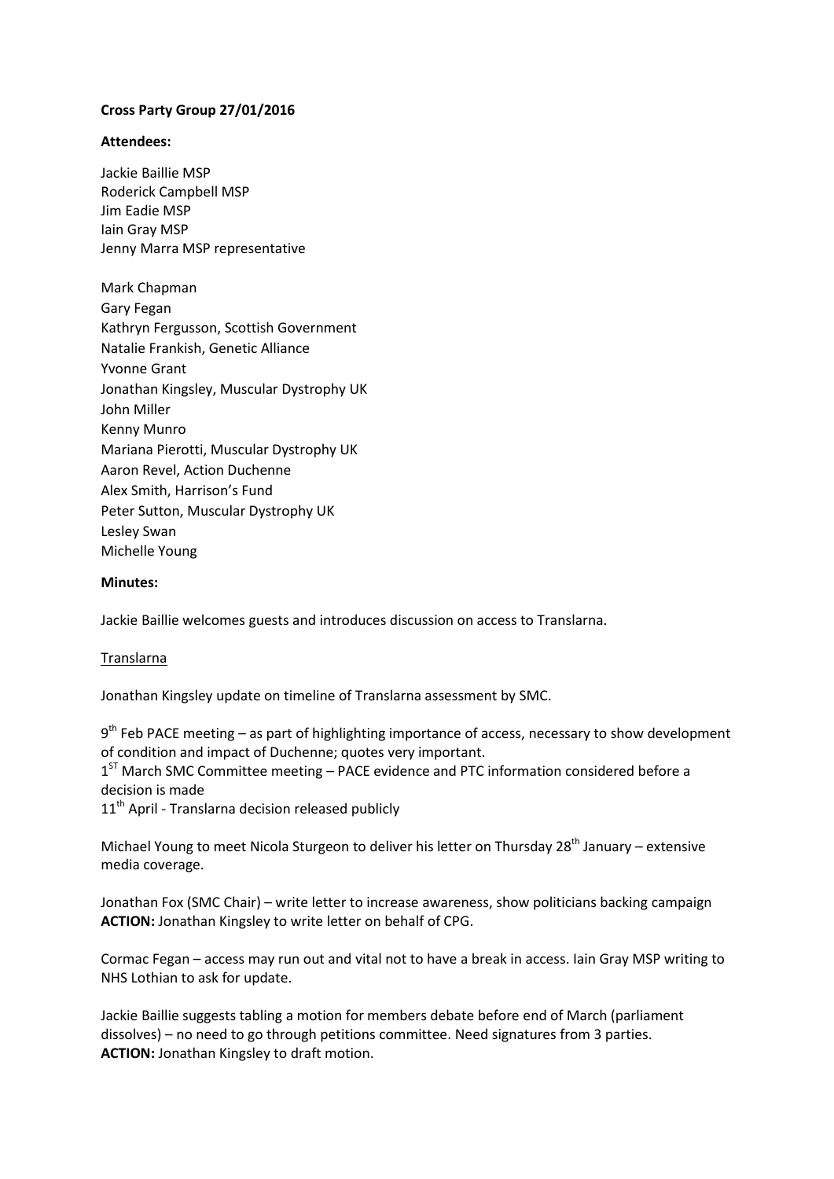**Cross Party Group 27/01/2016**

**Attendees:**

Jackie Baillie MSP
Roderick Campbell MSP
Jim Eadie MSP
Iain Gray MSP
Jenny Marra MSP representative

Mark Chapman
Gary Fegan
Kathryn Fergusson, Scottish Government
Natalie Frankish, Genetic Alliance
Yvonne Grant
Jonathan Kingsley, Muscular Dystrophy UK
John Miller
Kenny Munro
Mariana Pierotti, Muscular Dystrophy UK
Aaron Revel, Action Duchenne
Alex Smith, Harrison's Fund
Peter Sutton, Muscular Dystrophy UK
Lesley Swan
Michelle Young

**Minutes:**

Jackie Baillie welcomes guests and introduces discussion on access to Translarna.

Translarna

Jonathan Kingsley update on timeline of Translarna assessment by SMC.

9th Feb PACE meeting – as part of highlighting importance of access, necessary to show development of condition and impact of Duchenne; quotes very important.
1ST March SMC Committee meeting – PACE evidence and PTC information considered before a decision is made
11th April - Translarna decision released publicly

Michael Young to meet Nicola Sturgeon to deliver his letter on Thursday 28th January – extensive media coverage.

Jonathan Fox (SMC Chair) – write letter to increase awareness, show politicians backing campaign
**ACTION:** Jonathan Kingsley to write letter on behalf of CPG.

Cormac Fegan – access may run out and vital not to have a break in access. Iain Gray MSP writing to NHS Lothian to ask for update.

Jackie Baillie suggests tabling a motion for members debate before end of March (parliament dissolves) – no need to go through petitions committee. Need signatures from 3 parties.
**ACTION:** Jonathan Kingsley to draft motion.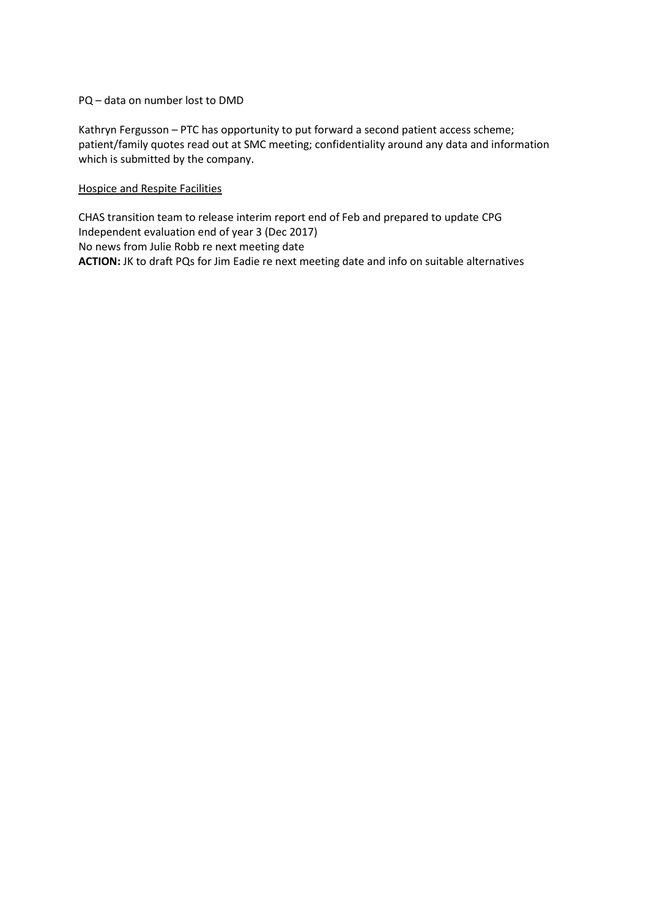PQ – data on number lost to DMD

Kathryn Fergusson – PTC has opportunity to put forward a second patient access scheme; patient/family quotes read out at SMC meeting; confidentiality around any data and information which is submitted by the company.

<u>Hospice and Respite Facilities</u>

CHAS transition team to release interim report end of Feb and prepared to update CPG
Independent evaluation end of year 3 (Dec 2017)
No news from Julie Robb re next meeting date
**ACTION:** JK to draft PQs for Jim Eadie re next meeting date and info on suitable alternatives